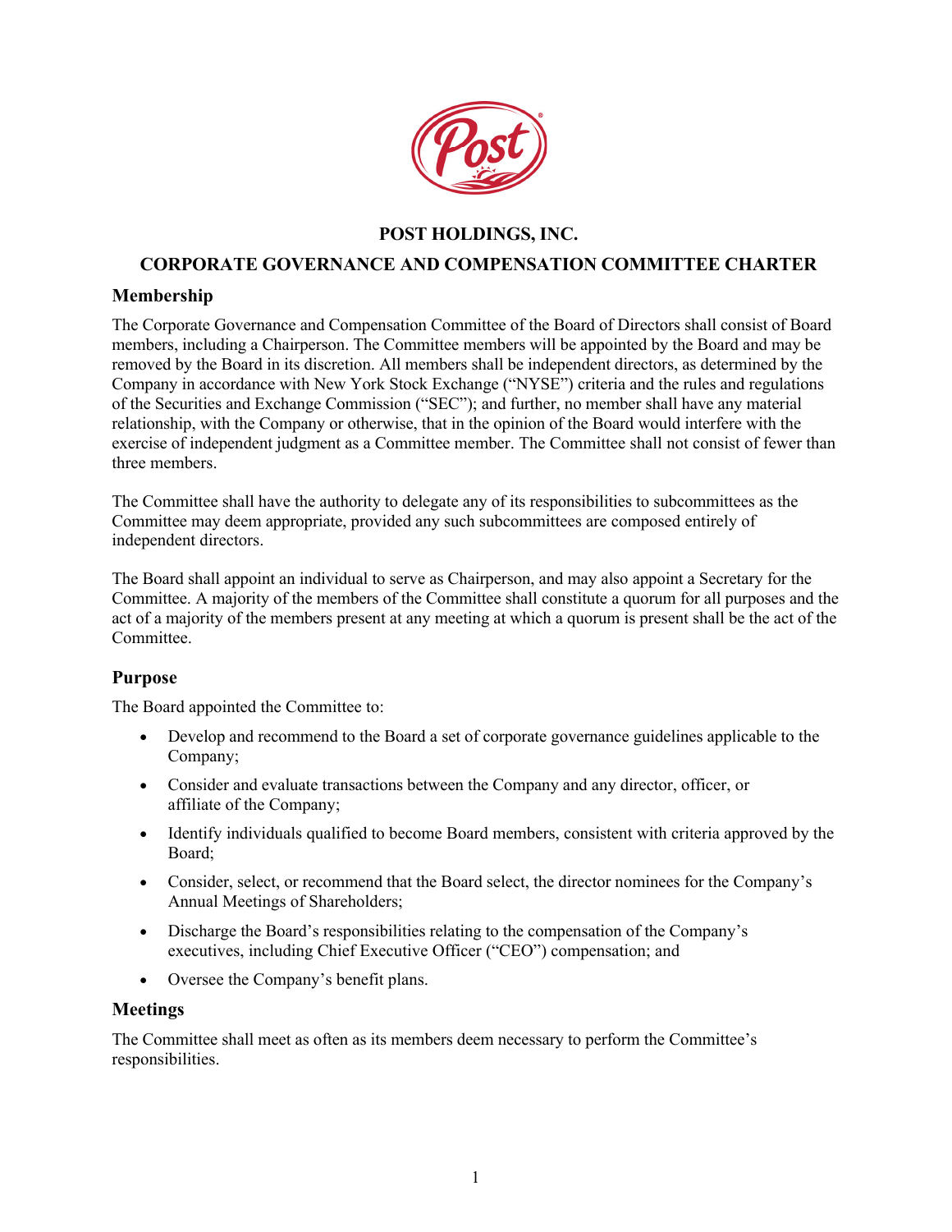# POST HOLDINGS, INC.

# CORPORATE GOVERNANCE AND COMPENSATION COMMITTEE CHARTER

## Membership

The Corporate Governance and Compensation Committee of the Board of Directors shall consist of Board members, including a Chairperson. The Committee members will be appointed by the Board and may be removed by the Board in its discretion. All members shall be independent directors, as determined by the Company in accordance with New York Stock Exchange ("NYSE") criteria and the rules and regulations of the Securities and Exchange Commission ("SEC"); and further, no member shall have any material relationship, with the Company or otherwise, that in the opinion of the Board would interfere with the exercise of independent judgment as a Committee member. The Committee shall not consist of fewer than three members.

The Committee shall have the authority to delegate any of its responsibilities to subcommittees as the Committee may deem appropriate, provided any such subcommittees are composed entirely of independent directors.

The Board shall appoint an individual to serve as Chairperson, and may also appoint a Secretary for the Committee. A majority of the members of the Committee shall constitute a quorum for all purposes and the act of a majority of the members present at any meeting at which a quorum is present shall be the act of the Committee.

## Purpose

The Board appointed the Committee to:

- Develop and recommend to the Board a set of corporate governance guidelines applicable to the Company;
- Consider and evaluate transactions between the Company and any director, officer, or affiliate of the Company;
- Identify individuals qualified to become Board members, consistent with criteria approved by the Board;
- Consider, select, or recommend that the Board select, the director nominees for the Company's Annual Meetings of Shareholders;
- Discharge the Board's responsibilities relating to the compensation of the Company's executives, including Chief Executive Officer ("CEO") compensation; and
- Oversee the Company's benefit plans.

## Meetings

The Committee shall meet as often as its members deem necessary to perform the Committee's responsibilities.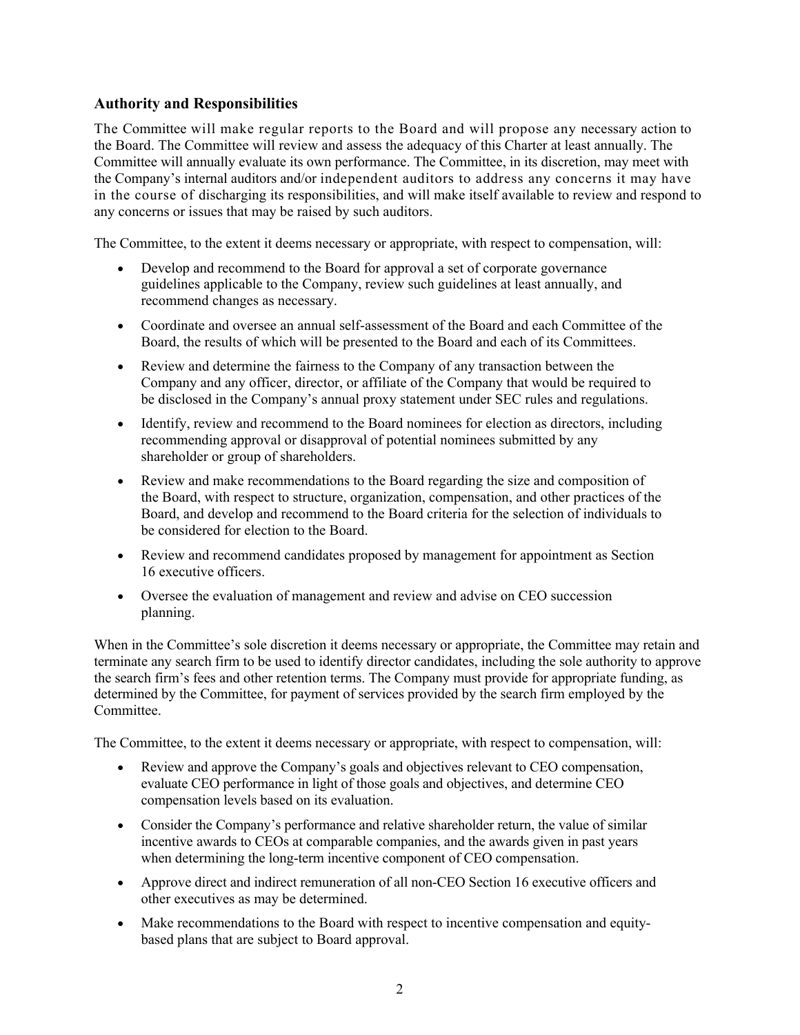## Authority and Responsibilities

The Committee will make regular reports to the Board and will propose any necessary action to the Board. The Committee will review and assess the adequacy of this Charter at least annually. The Committee will annually evaluate its own performance. The Committee, in its discretion, may meet with the Company's internal auditors and/or independent auditors to address any concerns it may have in the course of discharging its responsibilities, and will make itself available to review and respond to any concerns or issues that may be raised by such auditors.

The Committee, to the extent it deems necessary or appropriate, with respect to compensation, will:

- Develop and recommend to the Board for approval a set of corporate governance guidelines applicable to the Company, review such guidelines at least annually, and recommend changes as necessary.
- Coordinate and oversee an annual self-assessment of the Board and each Committee of the Board, the results of which will be presented to the Board and each of its Committees.
- Review and determine the fairness to the Company of any transaction between the Company and any officer, director, or affiliate of the Company that would be required to be disclosed in the Company's annual proxy statement under SEC rules and regulations.
- Identify, review and recommend to the Board nominees for election as directors, including recommending approval or disapproval of potential nominees submitted by any shareholder or group of shareholders.
- Review and make recommendations to the Board regarding the size and composition of the Board, with respect to structure, organization, compensation, and other practices of the Board, and develop and recommend to the Board criteria for the selection of individuals to be considered for election to the Board.
- Review and recommend candidates proposed by management for appointment as Section 16 executive officers.
- Oversee the evaluation of management and review and advise on CEO succession planning.

When in the Committee's sole discretion it deems necessary or appropriate, the Committee may retain and terminate any search firm to be used to identify director candidates, including the sole authority to approve the search firm's fees and other retention terms. The Company must provide for appropriate funding, as determined by the Committee, for payment of services provided by the search firm employed by the Committee.

The Committee, to the extent it deems necessary or appropriate, with respect to compensation, will:

- Review and approve the Company's goals and objectives relevant to CEO compensation, evaluate CEO performance in light of those goals and objectives, and determine CEO compensation levels based on its evaluation.
- Consider the Company's performance and relative shareholder return, the value of similar incentive awards to CEOs at comparable companies, and the awards given in past years when determining the long-term incentive component of CEO compensation.
- Approve direct and indirect remuneration of all non-CEO Section 16 executive officers and other executives as may be determined.
- Make recommendations to the Board with respect to incentive compensation and equity-based plans that are subject to Board approval.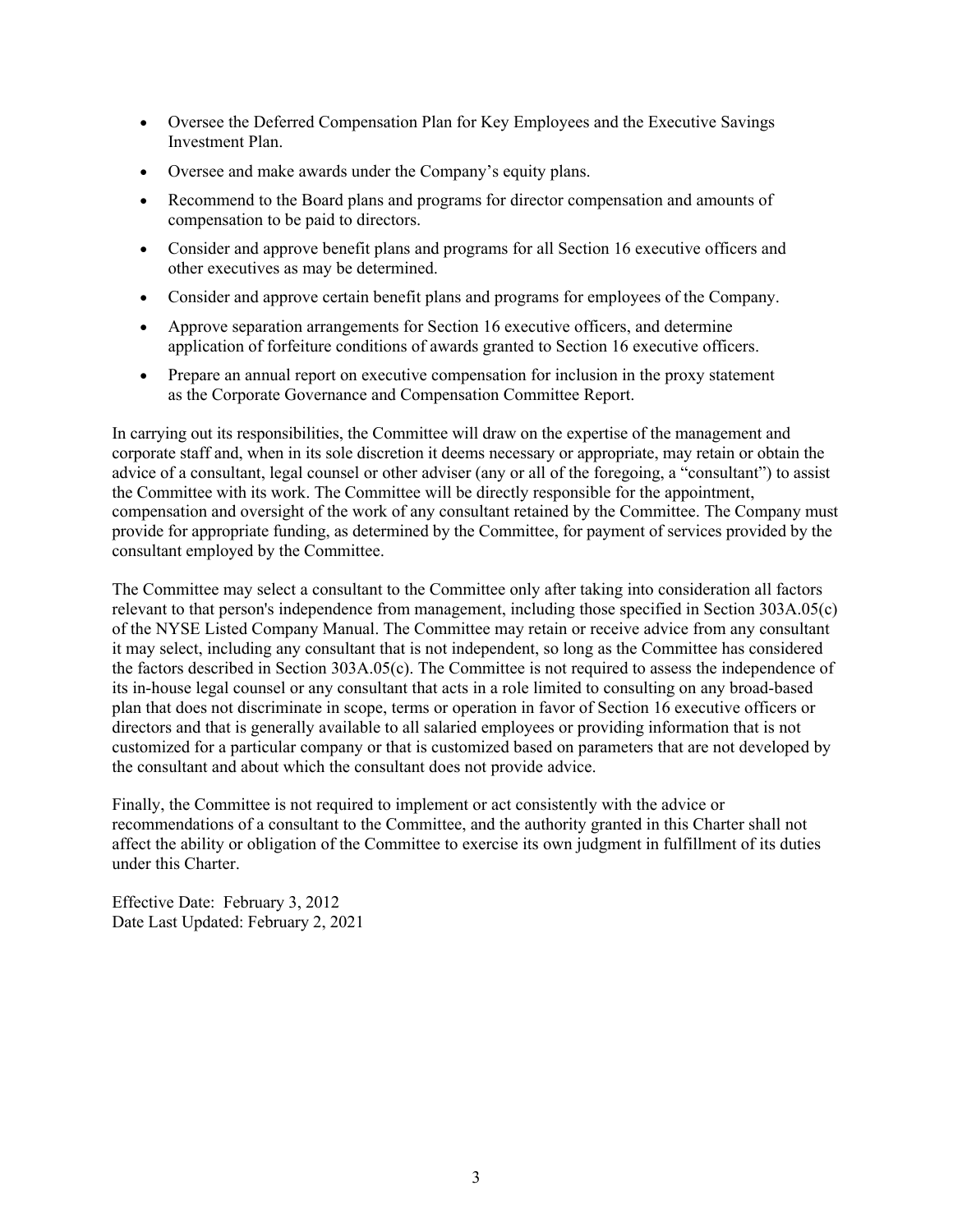- Oversee the Deferred Compensation Plan for Key Employees and the Executive Savings Investment Plan.
- Oversee and make awards under the Company's equity plans.
- Recommend to the Board plans and programs for director compensation and amounts of compensation to be paid to directors.
- Consider and approve benefit plans and programs for all Section 16 executive officers and other executives as may be determined.
- Consider and approve certain benefit plans and programs for employees of the Company.
- Approve separation arrangements for Section 16 executive officers, and determine application of forfeiture conditions of awards granted to Section 16 executive officers.
- Prepare an annual report on executive compensation for inclusion in the proxy statement as the Corporate Governance and Compensation Committee Report.

In carrying out its responsibilities, the Committee will draw on the expertise of the management and corporate staff and, when in its sole discretion it deems necessary or appropriate, may retain or obtain the advice of a consultant, legal counsel or other adviser (any or all of the foregoing, a "consultant") to assist the Committee with its work. The Committee will be directly responsible for the appointment, compensation and oversight of the work of any consultant retained by the Committee. The Company must provide for appropriate funding, as determined by the Committee, for payment of services provided by the consultant employed by the Committee.

The Committee may select a consultant to the Committee only after taking into consideration all factors relevant to that person's independence from management, including those specified in Section 303A.05(c) of the NYSE Listed Company Manual. The Committee may retain or receive advice from any consultant it may select, including any consultant that is not independent, so long as the Committee has considered the factors described in Section 303A.05(c). The Committee is not required to assess the independence of its in-house legal counsel or any consultant that acts in a role limited to consulting on any broad-based plan that does not discriminate in scope, terms or operation in favor of Section 16 executive officers or directors and that is generally available to all salaried employees or providing information that is not customized for a particular company or that is customized based on parameters that are not developed by the consultant and about which the consultant does not provide advice.

Finally, the Committee is not required to implement or act consistently with the advice or recommendations of a consultant to the Committee, and the authority granted in this Charter shall not affect the ability or obligation of the Committee to exercise its own judgment in fulfillment of its duties under this Charter.

Effective Date: February 3, 2012
Date Last Updated: February 2, 2021